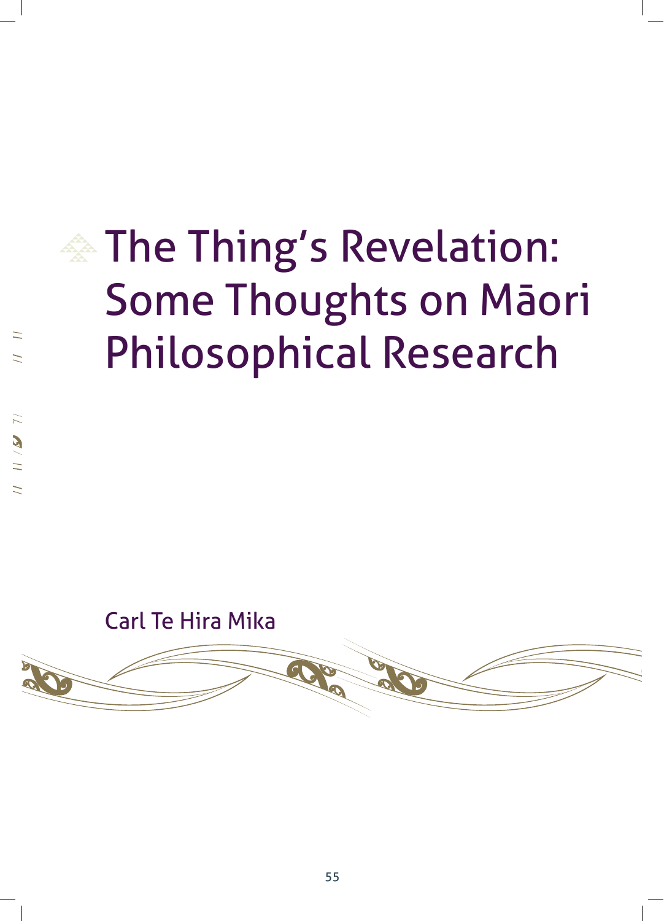# The Thing's Revelation: Some Thoughts on Māori Philosophical Research

Carl Te Hira Mika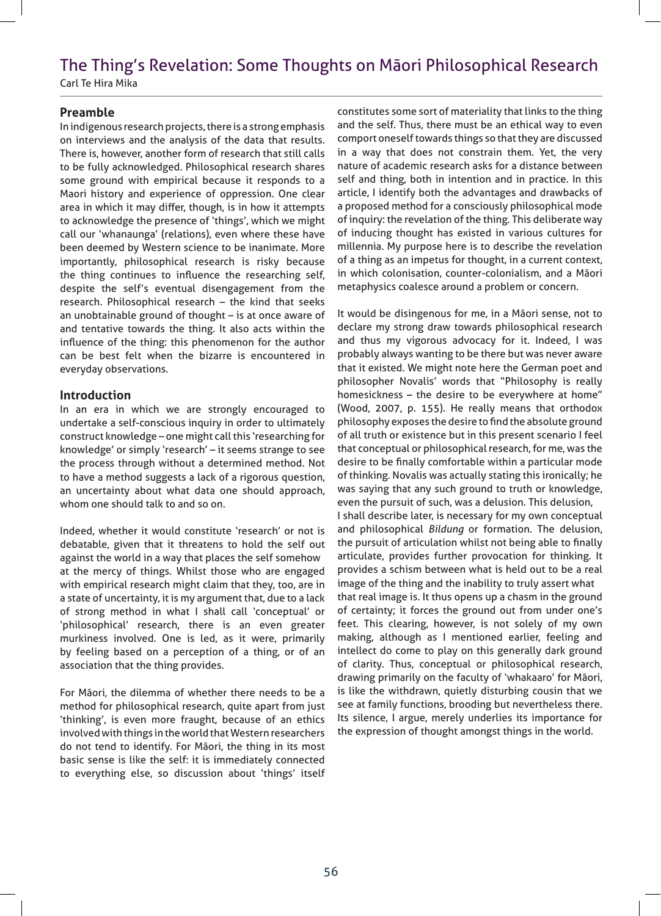# The Thing's Revelation: Some Thoughts on Māori Philosophical Research

Carl Te Hira Mika

## Preamble

In indigenous research projects, there is a strong emphasis on interviews and the analysis of the data that results. There is, however, another form of research that still calls to be fully acknowledged. Philosophical research shares some ground with empirical because it responds to a Maori history and experience of oppression. One clear area in which it may differ, though, is in how it attempts to acknowledge the presence of 'things', which we might call our 'whanaunga' (relations), even where these have been deemed by Western science to be inanimate. More importantly, philosophical research is risky because the thing continues to influence the researching self, despite the self's eventual disengagement from the research. Philosophical research – the kind that seeks an unobtainable ground of thought – is at once aware of and tentative towards the thing. It also acts within the influence of the thing: this phenomenon for the author can be best felt when the bizarre is encountered in everyday observations.

## Introduction

In an era in which we are strongly encouraged to undertake a self-conscious inquiry in order to ultimately construct knowledge – one might call this 'researching for knowledge' or simply 'research' – it seems strange to see the process through without a determined method. Not to have a method suggests a lack of a rigorous question, an uncertainty about what data one should approach, whom one should talk to and so on.

Indeed, whether it would constitute 'research' or not is debatable, given that it threatens to hold the self out against the world in a way that places the self somehow at the mercy of things. Whilst those who are engaged with empirical research might claim that they, too, are in a state of uncertainty, it is my argument that, due to a lack of strong method in what I shall call 'conceptual' or 'philosophical' research, there is an even greater murkiness involved. One is led, as it were, primarily by feeling based on a perception of a thing, or of an association that the thing provides.

For Māori, the dilemma of whether there needs to be a method for philosophical research, quite apart from just 'thinking', is even more fraught, because of an ethics involved with things in the world that Western researchers do not tend to identify. For Māori, the thing in its most basic sense is like the self: it is immediately connected to everything else, so discussion about 'things' itself constitutes some sort of materiality that links to the thing and the self. Thus, there must be an ethical way to even comport oneself towards things so that they are discussed in a way that does not constrain them. Yet, the very nature of academic research asks for a distance between self and thing, both in intention and in practice. In this article, I identify both the advantages and drawbacks of a proposed method for a consciously philosophical mode of inquiry: the revelation of the thing. This deliberate way of inducing thought has existed in various cultures for millennia. My purpose here is to describe the revelation of a thing as an impetus for thought, in a current context, in which colonisation, counter-colonialism, and a Māori metaphysics coalesce around a problem or concern.

It would be disingenous for me, in a Māori sense, not to declare my strong draw towards philosophical research and thus my vigorous advocacy for it. Indeed, I was probably always wanting to be there but was never aware that it existed. We might note here the German poet and philosopher Novalis' words that "Philosophy is really homesickness – the desire to be everywhere at home" (Wood, 2007, p. 155). He really means that orthodox philosophy exposes the desire to find the absolute ground of all truth or existence but in this present scenario I feel that conceptual or philosophical research, for me, was the desire to be finally comfortable within a particular mode of thinking. Novalis was actually stating this ironically; he was saying that any such ground to truth or knowledge, even the pursuit of such, was a delusion. This delusion, I shall describe later, is necessary for my own conceptual and philosophical *Bildung* or formation. The delusion, the pursuit of articulation whilst not being able to finally articulate, provides further provocation for thinking. It provides a schism between what is held out to be a real image of the thing and the inability to truly assert what that real image is. It thus opens up a chasm in the ground of certainty; it forces the ground out from under one's feet. This clearing, however, is not solely of my own making, although as I mentioned earlier, feeling and intellect do come to play on this generally dark ground of clarity. Thus, conceptual or philosophical research, drawing primarily on the faculty of 'whakaaro' for Māori, is like the withdrawn, quietly disturbing cousin that we see at family functions, brooding but nevertheless there. Its silence, I argue, merely underlies its importance for the expression of thought amongst things in the world.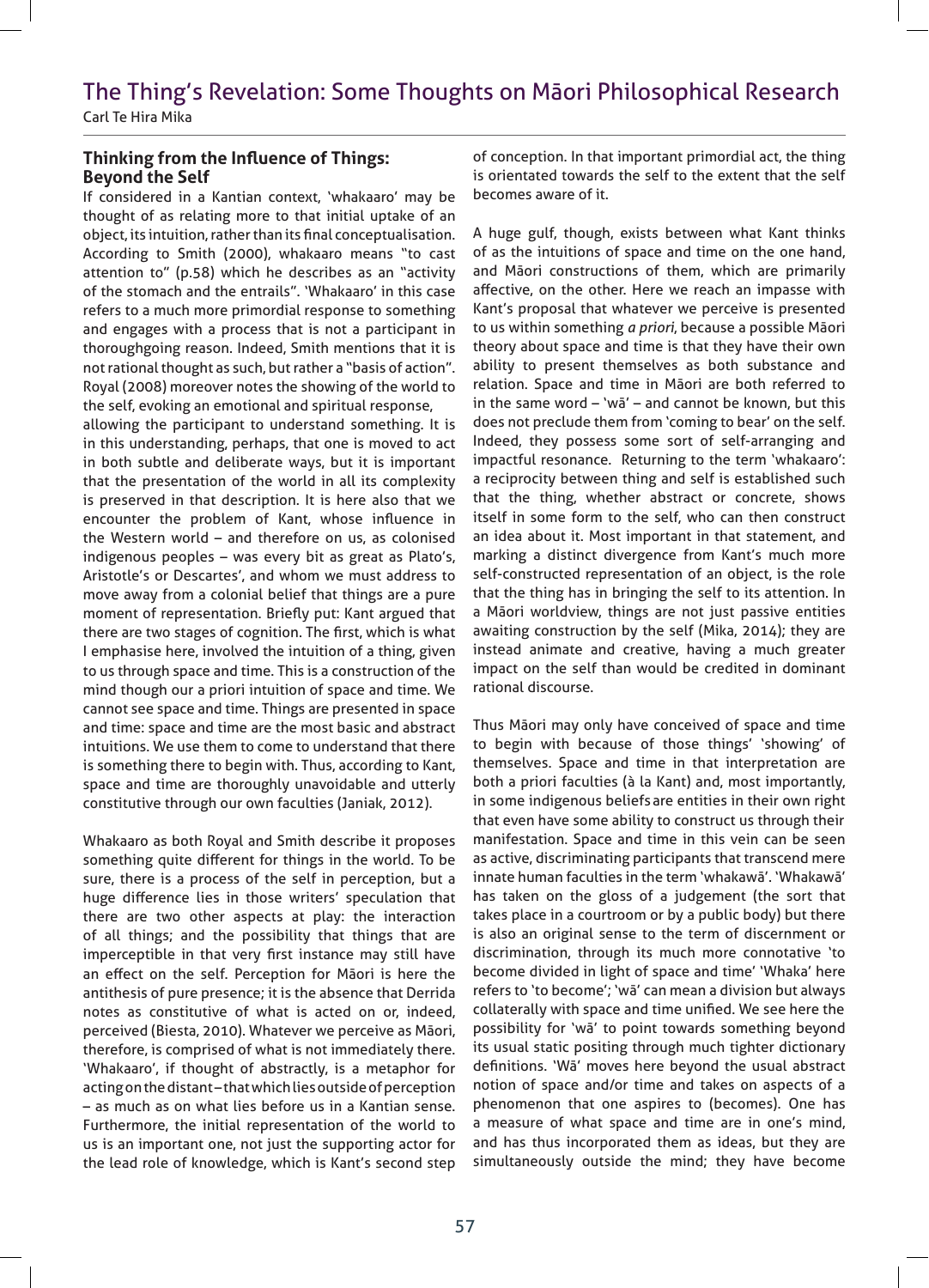## Thinking from the Influence of Things: Beyond the Self

If considered in a Kantian context, 'whakaaro' may be thought of as relating more to that initial uptake of an object, its intuition, rather than its final conceptualisation. According to Smith (2000), whakaaro means "to cast attention to" (p.58) which he describes as an "activity of the stomach and the entrails". 'Whakaaro' in this case refers to a much more primordial response to something and engages with a process that is not a participant in thoroughgoing reason. Indeed, Smith mentions that it is not rational thought as such, but rather a "basis of action". Royal (2008) moreover notes the showing of the world to the self, evoking an emotional and spiritual response, allowing the participant to understand something. It is in this understanding, perhaps, that one is moved to act in both subtle and deliberate ways, but it is important that the presentation of the world in all its complexity is preserved in that description. It is here also that we encounter the problem of Kant, whose influence in the Western world – and therefore on us, as colonised indigenous peoples – was every bit as great as Plato's, Aristotle's or Descartes', and whom we must address to move away from a colonial belief that things are a pure moment of representation. Briefly put: Kant argued that there are two stages of cognition. The first, which is what I emphasise here, involved the intuition of a thing, given to us through space and time. This is a construction of the mind though our a priori intuition of space and time. We cannot see space and time. Things are presented in space and time: space and time are the most basic and abstract intuitions. We use them to come to understand that there is something there to begin with. Thus, according to Kant, space and time are thoroughly unavoidable and utterly constitutive through our own faculties (Janiak, 2012).

Whakaaro as both Royal and Smith describe it proposes something quite different for things in the world. To be sure, there is a process of the self in perception, but a huge difference lies in those writers' speculation that there are two other aspects at play: the interaction of all things; and the possibility that things that are imperceptible in that very first instance may still have an effect on the self. Perception for Māori is here the antithesis of pure presence; it is the absence that Derrida notes as constitutive of what is acted on or, indeed, perceived (Biesta, 2010). Whatever we perceive as Māori, therefore, is comprised of what is not immediately there. 'Whakaaro', if thought of abstractly, is a metaphor for acting on the distant – that which lies outside of perception – as much as on what lies before us in a Kantian sense. Furthermore, the initial representation of the world to us is an important one, not just the supporting actor for the lead role of knowledge, which is Kant's second step of conception. In that important primordial act, the thing is orientated towards the self to the extent that the self becomes aware of it.

A huge gulf, though, exists between what Kant thinks of as the intuitions of space and time on the one hand, and Māori constructions of them, which are primarily affective, on the other. Here we reach an impasse with Kant's proposal that whatever we perceive is presented to us within something *a priori*, because a possible Māori theory about space and time is that they have their own ability to present themselves as both substance and relation. Space and time in Māori are both referred to in the same word – 'wā' – and cannot be known, but this does not preclude them from 'coming to bear' on the self. Indeed, they possess some sort of self-arranging and impactful resonance. Returning to the term 'whakaaro': a reciprocity between thing and self is established such that the thing, whether abstract or concrete, shows itself in some form to the self, who can then construct an idea about it. Most important in that statement, and marking a distinct divergence from Kant's much more self-constructed representation of an object, is the role that the thing has in bringing the self to its attention. In a Māori worldview, things are not just passive entities awaiting construction by the self (Mika, 2014); they are instead animate and creative, having a much greater impact on the self than would be credited in dominant rational discourse.

Thus Māori may only have conceived of space and time to begin with because of those things' 'showing' of themselves. Space and time in that interpretation are both a priori faculties (à la Kant) and, most importantly, in some indigenous beliefs are entities in their own right that even have some ability to construct us through their manifestation. Space and time in this vein can be seen as active, discriminating participants that transcend mere innate human faculties in the term 'whakawā'. 'Whakawā' has taken on the gloss of a judgement (the sort that takes place in a courtroom or by a public body) but there is also an original sense to the term of discernment or discrimination, through its much more connotative 'to become divided in light of space and time' 'Whaka' here refers to 'to become'; 'wā' can mean a division but always collaterally with space and time unified. We see here the possibility for 'wā' to point towards something beyond its usual static positing through much tighter dictionary definitions. 'Wā' moves here beyond the usual abstract notion of space and/or time and takes on aspects of a phenomenon that one aspires to (becomes). One has a measure of what space and time are in one's mind, and has thus incorporated them as ideas, but they are simultaneously outside the mind; they have become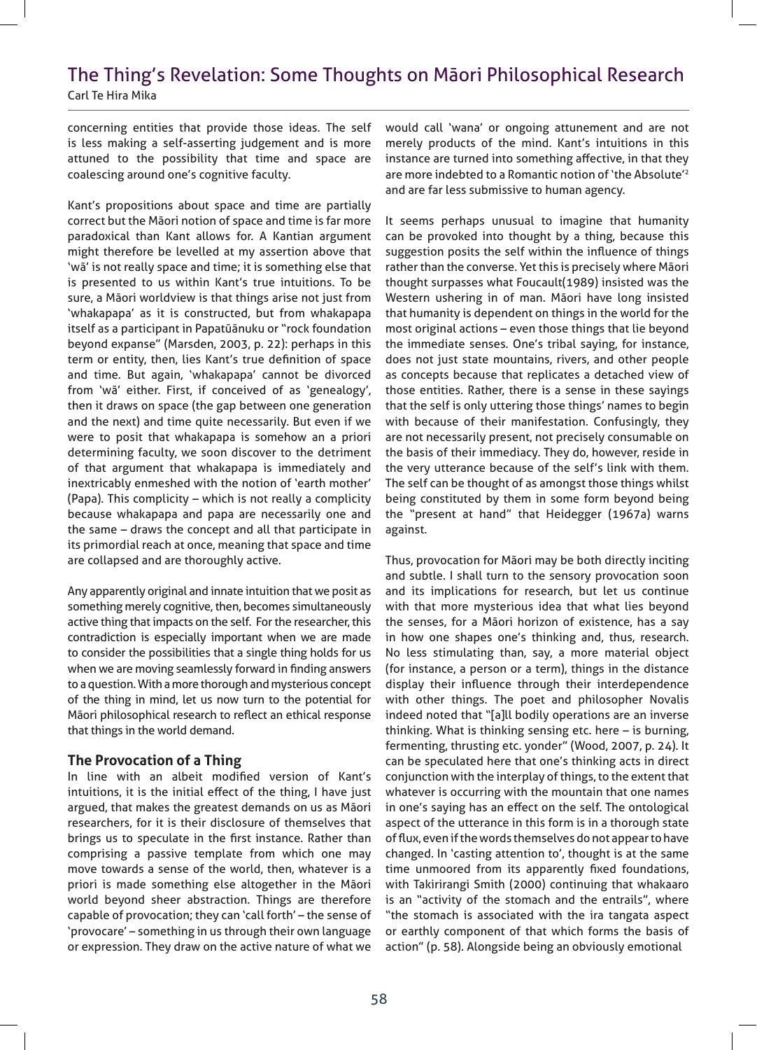concerning entities that provide those ideas. The self is less making a self-asserting judgement and is more attuned to the possibility that time and space are coalescing around one's cognitive faculty.

Kant's propositions about space and time are partially correct but the Māori notion of space and time is far more paradoxical than Kant allows for. A Kantian argument might therefore be levelled at my assertion above that 'wā' is not really space and time; it is something else that is presented to us within Kant's true intuitions. To be sure, a Māori worldview is that things arise not just from 'whakapapa' as it is constructed, but from whakapapa itself as a participant in Papatūānuku or "rock foundation beyond expanse" (Marsden, 2003, p. 22): perhaps in this term or entity, then, lies Kant's true definition of space and time. But again, 'whakapapa' cannot be divorced from 'wā' either. First, if conceived of as 'genealogy', then it draws on space (the gap between one generation and the next) and time quite necessarily. But even if we were to posit that whakapapa is somehow an a priori determining faculty, we soon discover to the detriment of that argument that whakapapa is immediately and inextricably enmeshed with the notion of 'earth mother' (Papa). This complicity – which is not really a complicity because whakapapa and papa are necessarily one and the same – draws the concept and all that participate in its primordial reach at once, meaning that space and time are collapsed and are thoroughly active.

Any apparently original and innate intuition that we posit as something merely cognitive, then, becomes simultaneously active thing that impacts on the self. For the researcher, this contradiction is especially important when we are made to consider the possibilities that a single thing holds for us when we are moving seamlessly forward in finding answers to a question. With a more thorough and mysterious concept of the thing in mind, let us now turn to the potential for Māori philosophical research to reflect an ethical response that things in the world demand.

## The Provocation of a Thing

In line with an albeit modified version of Kant's intuitions, it is the initial effect of the thing, I have just argued, that makes the greatest demands on us as Māori researchers, for it is their disclosure of themselves that brings us to speculate in the first instance. Rather than comprising a passive template from which one may move towards a sense of the world, then, whatever is a priori is made something else altogether in the Māori world beyond sheer abstraction. Things are therefore capable of provocation; they can 'call forth' – the sense of 'provocare' – something in us through their own language or expression. They draw on the active nature of what we would call 'wana' or ongoing attunement and are not merely products of the mind. Kant's intuitions in this instance are turned into something affective, in that they are more indebted to a Romantic notion of 'the Absolute'[2] and are far less submissive to human agency.

It seems perhaps unusual to imagine that humanity can be provoked into thought by a thing, because this suggestion posits the self within the influence of things rather than the converse. Yet this is precisely where Māori thought surpasses what Foucault(1989) insisted was the Western ushering in of man. Māori have long insisted that humanity is dependent on things in the world for the most original actions – even those things that lie beyond the immediate senses. One's tribal saying, for instance, does not just state mountains, rivers, and other people as concepts because that replicates a detached view of those entities. Rather, there is a sense in these sayings that the self is only uttering those things' names to begin with because of their manifestation. Confusingly, they are not necessarily present, not precisely consumable on the basis of their immediacy. They do, however, reside in the very utterance because of the self's link with them. The self can be thought of as amongst those things whilst being constituted by them in some form beyond being the "present at hand" that Heidegger (1967a) warns against.

Thus, provocation for Māori may be both directly inciting and subtle. I shall turn to the sensory provocation soon and its implications for research, but let us continue with that more mysterious idea that what lies beyond the senses, for a Māori horizon of existence, has a say in how one shapes one's thinking and, thus, research. No less stimulating than, say, a more material object (for instance, a person or a term), things in the distance display their influence through their interdependence with other things. The poet and philosopher Novalis indeed noted that "[a]ll bodily operations are an inverse thinking. What is thinking sensing etc. here – is burning, fermenting, thrusting etc. yonder" (Wood, 2007, p. 24). It can be speculated here that one's thinking acts in direct conjunction with the interplay of things, to the extent that whatever is occurring with the mountain that one names in one's saying has an effect on the self. The ontological aspect of the utterance in this form is in a thorough state of flux, even if the words themselves do not appear to have changed. In 'casting attention to', thought is at the same time unmoored from its apparently fixed foundations, with Takirirangi Smith (2000) continuing that whakaaro is an "activity of the stomach and the entrails", where "the stomach is associated with the ira tangata aspect or earthly component of that which forms the basis of action" (p. 58). Alongside being an obviously emotional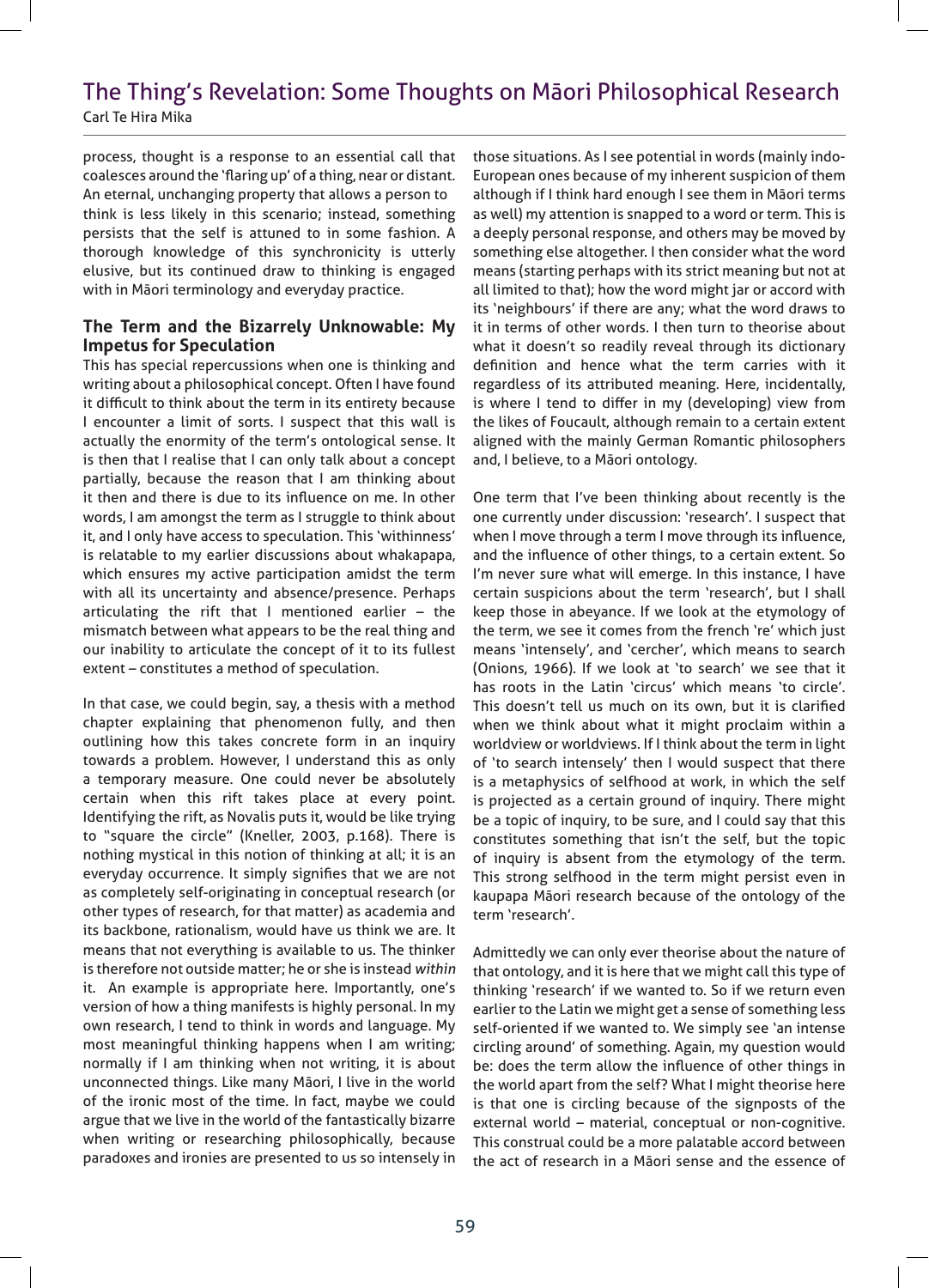process, thought is a response to an essential call that coalesces around the 'flaring up' of a thing, near or distant. An eternal, unchanging property that allows a person to think is less likely in this scenario; instead, something persists that the self is attuned to in some fashion. A thorough knowledge of this synchronicity is utterly elusive, but its continued draw to thinking is engaged with in Māori terminology and everyday practice.

## The Term and the Bizarrely Unknowable: My Impetus for Speculation

This has special repercussions when one is thinking and writing about a philosophical concept. Often I have found it difficult to think about the term in its entirety because I encounter a limit of sorts. I suspect that this wall is actually the enormity of the term's ontological sense. It is then that I realise that I can only talk about a concept partially, because the reason that I am thinking about it then and there is due to its influence on me. In other words, I am amongst the term as I struggle to think about it, and I only have access to speculation. This 'withinness' is relatable to my earlier discussions about whakapapa, which ensures my active participation amidst the term with all its uncertainty and absence/presence. Perhaps articulating the rift that I mentioned earlier – the mismatch between what appears to be the real thing and our inability to articulate the concept of it to its fullest extent – constitutes a method of speculation.

In that case, we could begin, say, a thesis with a method chapter explaining that phenomenon fully, and then outlining how this takes concrete form in an inquiry towards a problem. However, I understand this as only a temporary measure. One could never be absolutely certain when this rift takes place at every point. Identifying the rift, as Novalis puts it, would be like trying to "square the circle" (Kneller, 2003, p.168). There is nothing mystical in this notion of thinking at all; it is an everyday occurrence. It simply signifies that we are not as completely self-originating in conceptual research (or other types of research, for that matter) as academia and its backbone, rationalism, would have us think we are. It means that not everything is available to us. The thinker is therefore not outside matter; he or she is instead *within* it. An example is appropriate here. Importantly, one's version of how a thing manifests is highly personal. In my own research, I tend to think in words and language. My most meaningful thinking happens when I am writing; normally if I am thinking when not writing, it is about unconnected things. Like many Māori, I live in the world of the ironic most of the time. In fact, maybe we could argue that we live in the world of the fantastically bizarre when writing or researching philosophically, because paradoxes and ironies are presented to us so intensely in those situations. As I see potential in words (mainly indo-European ones because of my inherent suspicion of them although if I think hard enough I see them in Māori terms as well) my attention is snapped to a word or term. This is a deeply personal response, and others may be moved by something else altogether. I then consider what the word means (starting perhaps with its strict meaning but not at all limited to that); how the word might jar or accord with its 'neighbours' if there are any; what the word draws to it in terms of other words. I then turn to theorise about what it doesn't so readily reveal through its dictionary definition and hence what the term carries with it regardless of its attributed meaning. Here, incidentally, is where I tend to differ in my (developing) view from the likes of Foucault, although remain to a certain extent aligned with the mainly German Romantic philosophers and, I believe, to a Māori ontology.

One term that I've been thinking about recently is the one currently under discussion: 'research'. I suspect that when I move through a term I move through its influence, and the influence of other things, to a certain extent. So I'm never sure what will emerge. In this instance, I have certain suspicions about the term 'research', but I shall keep those in abeyance. If we look at the etymology of the term, we see it comes from the french 're' which just means 'intensely', and 'cercher', which means to search (Onions, 1966). If we look at 'to search' we see that it has roots in the Latin 'circus' which means 'to circle'. This doesn't tell us much on its own, but it is clarified when we think about what it might proclaim within a worldview or worldviews. If I think about the term in light of 'to search intensely' then I would suspect that there is a metaphysics of selfhood at work, in which the self is projected as a certain ground of inquiry. There might be a topic of inquiry, to be sure, and I could say that this constitutes something that isn't the self, but the topic of inquiry is absent from the etymology of the term. This strong selfhood in the term might persist even in kaupapa Māori research because of the ontology of the term 'research'.

Admittedly we can only ever theorise about the nature of that ontology, and it is here that we might call this type of thinking 'research' if we wanted to. So if we return even earlier to the Latin we might get a sense of something less self-oriented if we wanted to. We simply see 'an intense circling around' of something. Again, my question would be: does the term allow the influence of other things in the world apart from the self? What I might theorise here is that one is circling because of the signposts of the external world – material, conceptual or non-cognitive. This construal could be a more palatable accord between the act of research in a Māori sense and the essence of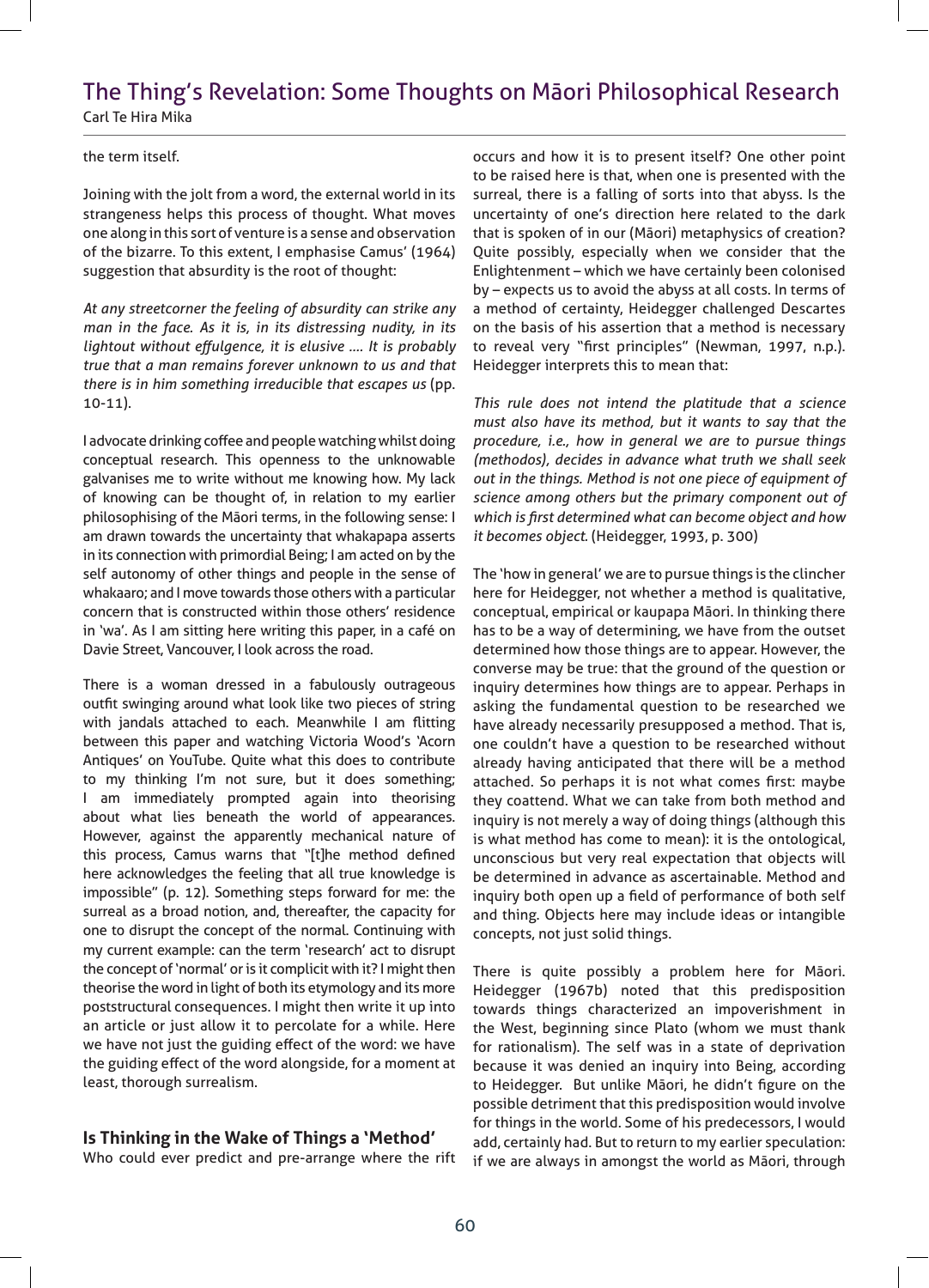the term itself.

Joining with the jolt from a word, the external world in its strangeness helps this process of thought. What moves one along in this sort of venture is a sense and observation of the bizarre. To this extent, I emphasise Camus' (1964) suggestion that absurdity is the root of thought:

*At any streetcorner the feeling of absurdity can strike any man in the face. As it is, in its distressing nudity, in its lightout without effulgence, it is elusive .... It is probably true that a man remains forever unknown to us and that there is in him something irreducible that escapes us* (pp. 10-11).

I advocate drinking coffee and people watching whilst doing conceptual research. This openness to the unknowable galvanises me to write without me knowing how. My lack of knowing can be thought of, in relation to my earlier philosophising of the Māori terms, in the following sense: I am drawn towards the uncertainty that whakapapa asserts in its connection with primordial Being; I am acted on by the self autonomy of other things and people in the sense of whakaaro; and I move towards those others with a particular concern that is constructed within those others' residence in 'wa'. As I am sitting here writing this paper, in a café on Davie Street, Vancouver, I look across the road.

There is a woman dressed in a fabulously outrageous outfit swinging around what look like two pieces of string with jandals attached to each. Meanwhile I am flitting between this paper and watching Victoria Wood's 'Acorn Antiques' on YouTube. Quite what this does to contribute to my thinking I'm not sure, but it does something; I am immediately prompted again into theorising about what lies beneath the world of appearances. However, against the apparently mechanical nature of this process, Camus warns that "[t]he method defined here acknowledges the feeling that all true knowledge is impossible" (p. 12). Something steps forward for me: the surreal as a broad notion, and, thereafter, the capacity for one to disrupt the concept of the normal. Continuing with my current example: can the term 'research' act to disrupt the concept of 'normal' or is it complicit with it? I might then theorise the word in light of both its etymology and its more poststructural consequences. I might then write it up into an article or just allow it to percolate for a while. Here we have not just the guiding effect of the word: we have the guiding effect of the word alongside, for a moment at least, thorough surrealism.

## Is Thinking in the Wake of Things a 'Method'

Who could ever predict and pre-arrange where the rift occurs and how it is to present itself? One other point to be raised here is that, when one is presented with the surreal, there is a falling of sorts into that abyss. Is the uncertainty of one's direction here related to the dark that is spoken of in our (Māori) metaphysics of creation? Quite possibly, especially when we consider that the Enlightenment – which we have certainly been colonised by – expects us to avoid the abyss at all costs. In terms of a method of certainty, Heidegger challenged Descartes on the basis of his assertion that a method is necessary to reveal very "first principles" (Newman, 1997, n.p.). Heidegger interprets this to mean that:

*This rule does not intend the platitude that a science must also have its method, but it wants to say that the procedure, i.e., how in general we are to pursue things (methodos), decides in advance what truth we shall seek out in the things. Method is not one piece of equipment of science among others but the primary component out of which is first determined what can become object and how it becomes object.* (Heidegger, 1993, p. 300)

The 'how in general' we are to pursue things is the clincher here for Heidegger, not whether a method is qualitative, conceptual, empirical or kaupapa Māori. In thinking there has to be a way of determining, we have from the outset determined how those things are to appear. However, the converse may be true: that the ground of the question or inquiry determines how things are to appear. Perhaps in asking the fundamental question to be researched we have already necessarily presupposed a method. That is, one couldn't have a question to be researched without already having anticipated that there will be a method attached. So perhaps it is not what comes first: maybe they coattend. What we can take from both method and inquiry is not merely a way of doing things (although this is what method has come to mean): it is the ontological, unconscious but very real expectation that objects will be determined in advance as ascertainable. Method and inquiry both open up a field of performance of both self and thing. Objects here may include ideas or intangible concepts, not just solid things.

There is quite possibly a problem here for Māori. Heidegger (1967b) noted that this predisposition towards things characterized an impoverishment in the West, beginning since Plato (whom we must thank for rationalism). The self was in a state of deprivation because it was denied an inquiry into Being, according to Heidegger. But unlike Māori, he didn't figure on the possible detriment that this predisposition would involve for things in the world. Some of his predecessors, I would add, certainly had. But to return to my earlier speculation: if we are always in amongst the world as Māori, through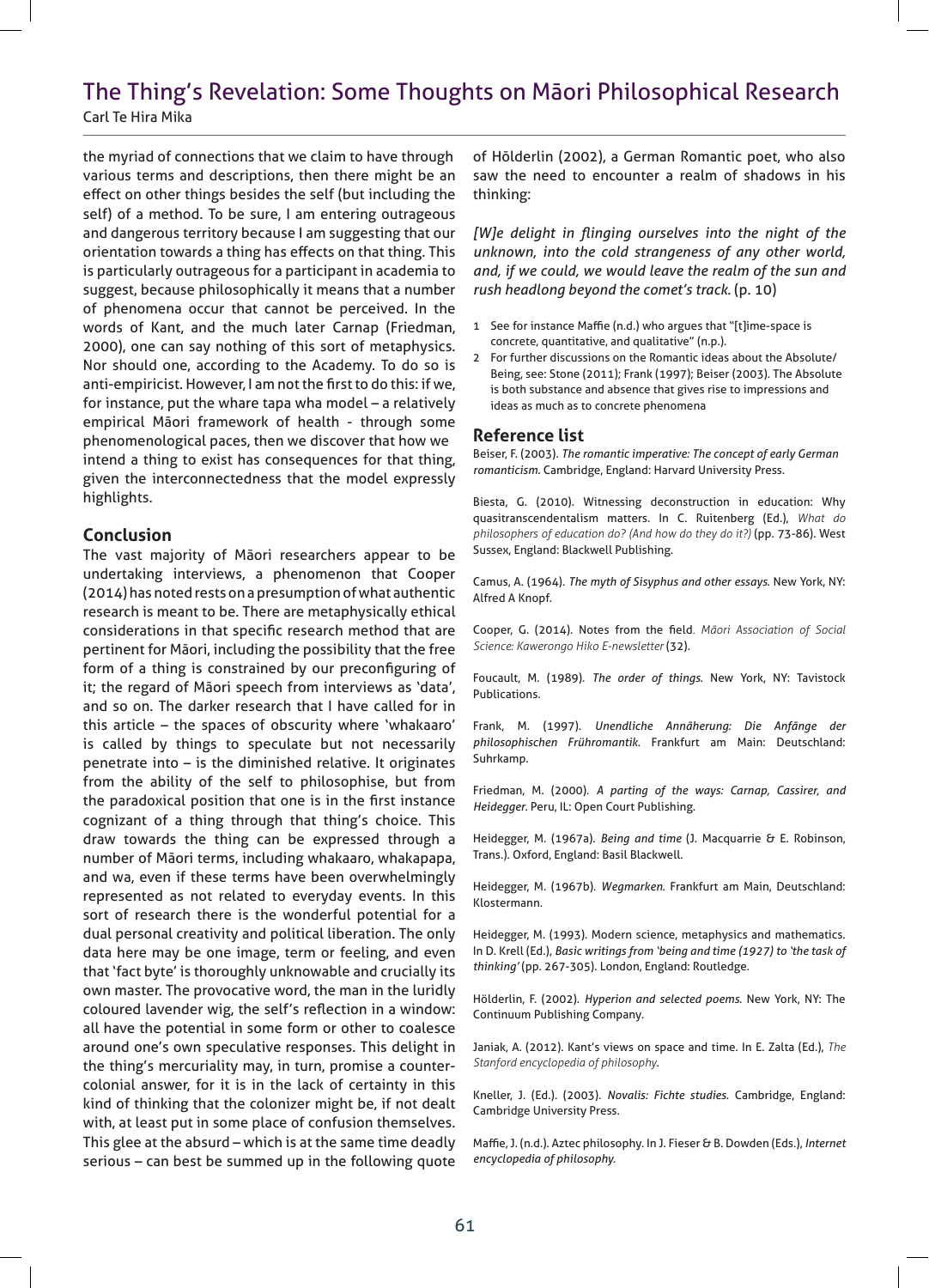the myriad of connections that we claim to have through various terms and descriptions, then there might be an effect on other things besides the self (but including the self) of a method. To be sure, I am entering outrageous and dangerous territory because I am suggesting that our orientation towards a thing has effects on that thing. This is particularly outrageous for a participant in academia to suggest, because philosophically it means that a number of phenomena occur that cannot be perceived. In the words of Kant, and the much later Carnap (Friedman, 2000), one can say nothing of this sort of metaphysics. Nor should one, according to the Academy. To do so is anti-empiricist. However, I am not the first to do this: if we, for instance, put the whare tapa wha model – a relatively empirical Māori framework of health - through some phenomenological paces, then we discover that how we intend a thing to exist has consequences for that thing, given the interconnectedness that the model expressly highlights.

## Conclusion

The vast majority of Māori researchers appear to be undertaking interviews, a phenomenon that Cooper (2014) has noted rests on a presumption of what authentic research is meant to be. There are metaphysically ethical considerations in that specific research method that are pertinent for Māori, including the possibility that the free form of a thing is constrained by our preconfiguring of it; the regard of Māori speech from interviews as 'data', and so on. The darker research that I have called for in this article – the spaces of obscurity where 'whakaaro' is called by things to speculate but not necessarily penetrate into – is the diminished relative. It originates from the ability of the self to philosophise, but from the paradoxical position that one is in the first instance cognizant of a thing through that thing's choice. This draw towards the thing can be expressed through a number of Māori terms, including whakaaro, whakapapa, and wa, even if these terms have been overwhelmingly represented as not related to everyday events. In this sort of research there is the wonderful potential for a dual personal creativity and political liberation. The only data here may be one image, term or feeling, and even that 'fact byte' is thoroughly unknowable and crucially its own master. The provocative word, the man in the luridly coloured lavender wig, the self's reflection in a window: all have the potential in some form or other to coalesce around one's own speculative responses. This delight in the thing's mercuriality may, in turn, promise a counter-colonial answer, for it is in the lack of certainty in this kind of thinking that the colonizer might be, if not dealt with, at least put in some place of confusion themselves. This glee at the absurd – which is at the same time deadly serious – can best be summed up in the following quote of Hölderlin (2002), a German Romantic poet, who also saw the need to encounter a realm of shadows in his thinking:

*[W]e delight in flinging ourselves into the night of the unknown, into the cold strangeness of any other world, and, if we could, we would leave the realm of the sun and rush headlong beyond the comet's track.* (p. 10)

1 See for instance Maffie (n.d.) who argues that "[t]ime-space is concrete, quantitative, and qualitative" (n.p.).

2 For further discussions on the Romantic ideas about the Absolute/Being, see: Stone (2011); Frank (1997); Beiser (2003). The Absolute is both substance and absence that gives rise to impressions and ideas as much as to concrete phenomena

## Reference list

Beiser, F. (2003). *The romantic imperative: The concept of early German romanticism.* Cambridge, England: Harvard University Press.

Biesta, G. (2010). Witnessing deconstruction in education: Why quasitranscendentalism matters. In C. Ruitenberg (Ed.), *What do philosophers of education do? (And how do they do it?)* (pp. 73-86). West Sussex, England: Blackwell Publishing.

Camus, A. (1964). *The myth of Sisyphus and other essays.* New York, NY: Alfred A Knopf.

Cooper, G. (2014). Notes from the field. *Māori Association of Social Science: Kawerongo Hiko E-newsletter* (32).

Foucault, M. (1989). *The order of things.* New York, NY: Tavistock Publications.

Frank, M. (1997). *Unendliche Annäherung: Die Anfänge der philosophischen Frühromantik.* Frankfurt am Main: Deutschland: Suhrkamp.

Friedman, M. (2000). *A parting of the ways: Carnap, Cassirer, and Heidegger.* Peru, IL: Open Court Publishing.

Heidegger, M. (1967a). *Being and time* (J. Macquarrie & E. Robinson, Trans.). Oxford, England: Basil Blackwell.

Heidegger, M. (1967b). *Wegmarken.* Frankfurt am Main, Deutschland: Klostermann.

Heidegger, M. (1993). Modern science, metaphysics and mathematics. In D. Krell (Ed.), *Basic writings from 'being and time (1927) to 'the task of thinking'* (pp. 267-305). London, England: Routledge.

Hölderlin, F. (2002). *Hyperion and selected poems.* New York, NY: The Continuum Publishing Company.

Janiak, A. (2012). Kant's views on space and time. In E. Zalta (Ed.), *The Stanford encyclopedia of philosophy.*

Kneller, J. (Ed.). (2003). *Novalis: Fichte studies.* Cambridge, England: Cambridge University Press.

Maffie, J. (n.d.). Aztec philosophy. In J. Fieser & B. Dowden (Eds.), *Internet encyclopedia of philosophy.*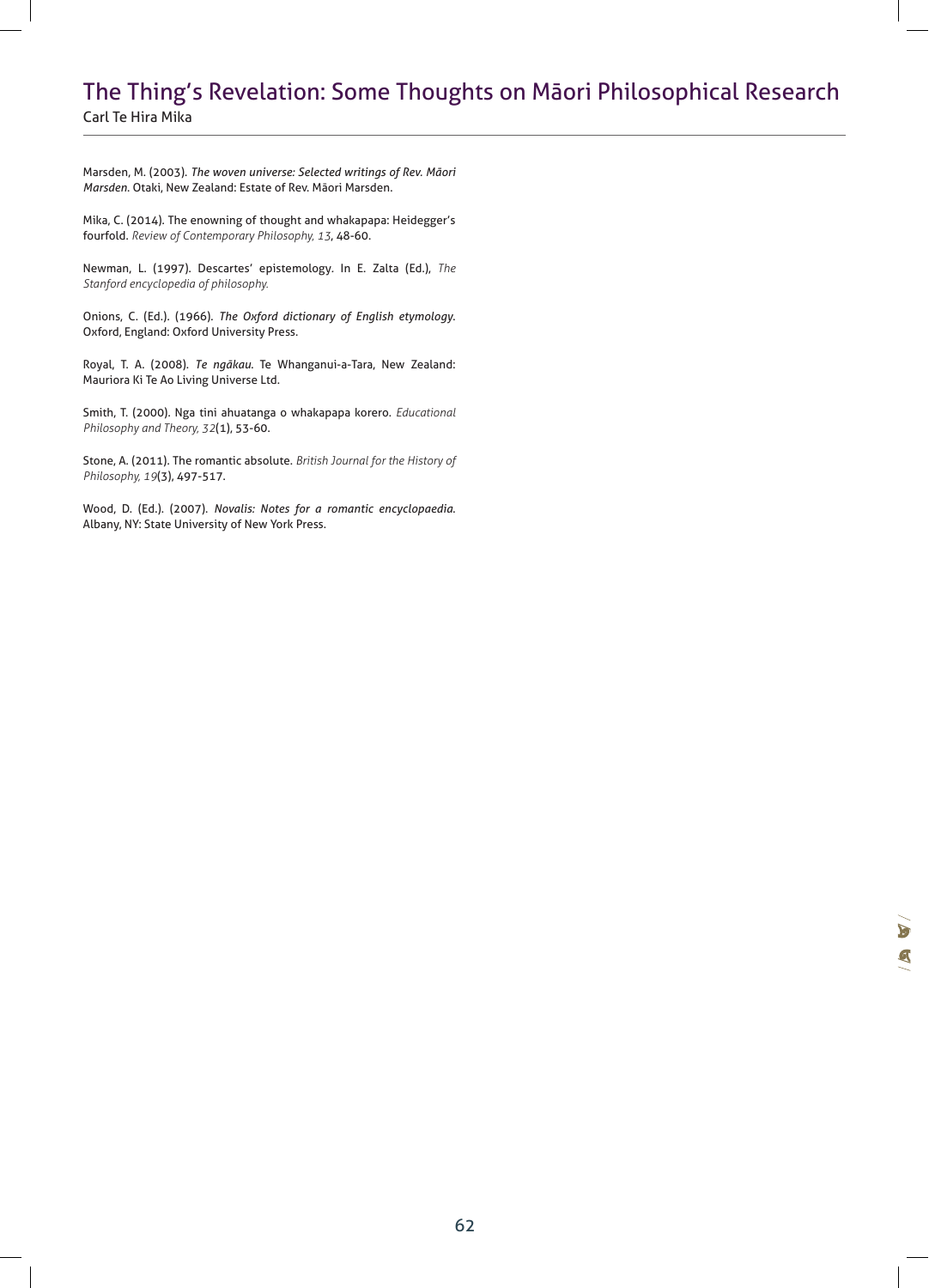Marsden, M. (2003). *The woven universe: Selected writings of Rev. Māori Marsden.* Otaki, New Zealand: Estate of Rev. Māori Marsden.

Mika, C. (2014). The enowning of thought and whakapapa: Heidegger's fourfold. *Review of Contemporary Philosophy, 13*, 48-60.

Newman, L. (1997). Descartes' epistemology. In E. Zalta (Ed.), *The Stanford encyclopedia of philosophy.*

Onions, C. (Ed.). (1966). *The Oxford dictionary of English etymology.* Oxford, England: Oxford University Press.

Royal, T. A. (2008). *Te ngākau.* Te Whanganui-a-Tara, New Zealand: Mauriora Ki Te Ao Living Universe Ltd.

Smith, T. (2000). Nga tini ahuatanga o whakapapa korero. *Educational Philosophy and Theory, 32*(1), 53-60.

Stone, A. (2011). The romantic absolute. *British Journal for the History of Philosophy, 19*(3), 497-517.

Wood, D. (Ed.). (2007). *Novalis: Notes for a romantic encyclopaedia.* Albany, NY: State University of New York Press.